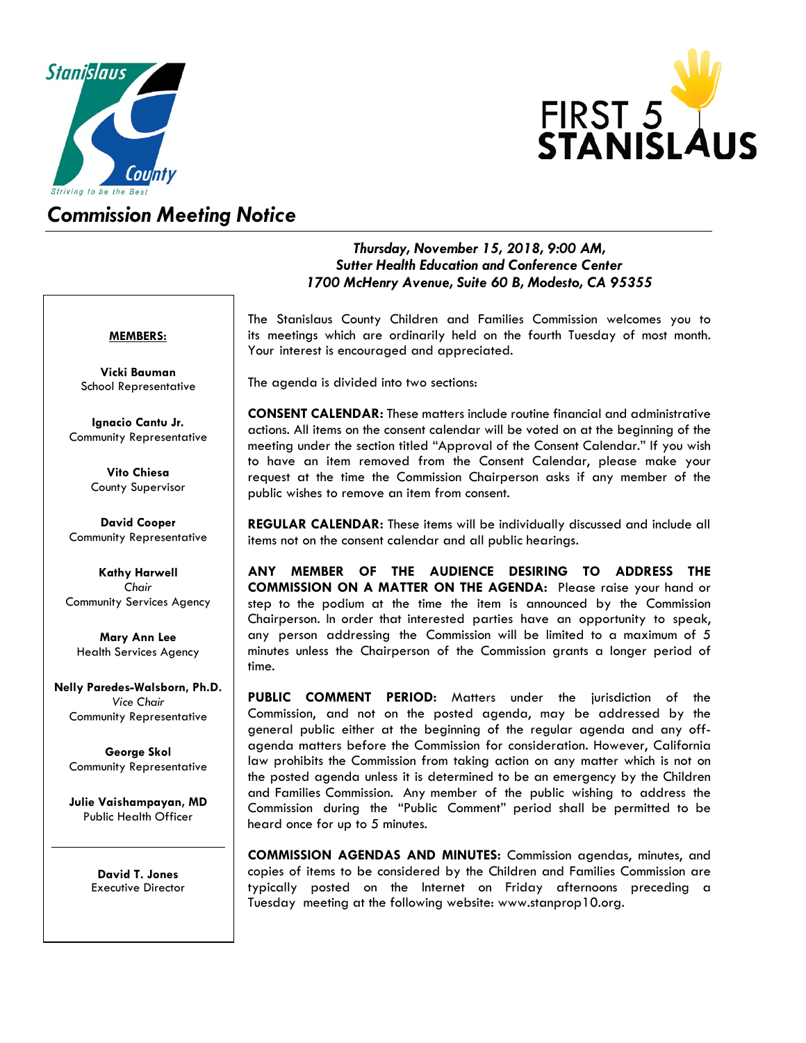# Commission Meeting Notice

*Thursday, November 15, 2018, 9:00 AM,*
*Sutter Health Education and Conference Center*
*1700 McHenry Avenue, Suite 60 B, Modesto, CA 95355*

**MEMBERS:**

**Vicki Bauman**
School Representative

**Ignacio Cantu Jr.**
Community Representative

**Vito Chiesa**
County Supervisor

**David Cooper**
Community Representative

**Kathy Harwell**
*Chair*
Community Services Agency

**Mary Ann Lee**
Health Services Agency

**Nelly Paredes-Walsborn, Ph.D.**
*Vice Chair*
Community Representative

**George Skol**
Community Representative

**Julie Vaishampayan, MD**
Public Health Officer

---

**David T. Jones**
Executive Director

The Stanislaus County Children and Families Commission welcomes you to its meetings which are ordinarily held on the fourth Tuesday of most month. Your interest is encouraged and appreciated.

The agenda is divided into two sections:

**CONSENT CALENDAR:** These matters include routine financial and administrative actions. All items on the consent calendar will be voted on at the beginning of the meeting under the section titled "Approval of the Consent Calendar." If you wish to have an item removed from the Consent Calendar, please make your request at the time the Commission Chairperson asks if any member of the public wishes to remove an item from consent.

**REGULAR CALENDAR:** These items will be individually discussed and include all items not on the consent calendar and all public hearings.

**ANY MEMBER OF THE AUDIENCE DESIRING TO ADDRESS THE COMMISSION ON A MATTER ON THE AGENDA:** Please raise your hand or step to the podium at the time the item is announced by the Commission Chairperson. In order that interested parties have an opportunity to speak, any person addressing the Commission will be limited to a maximum of 5 minutes unless the Chairperson of the Commission grants a longer period of time.

**PUBLIC COMMENT PERIOD:** Matters under the jurisdiction of the Commission, and not on the posted agenda, may be addressed by the general public either at the beginning of the regular agenda and any off-agenda matters before the Commission for consideration. However, California law prohibits the Commission from taking action on any matter which is not on the posted agenda unless it is determined to be an emergency by the Children and Families Commission. Any member of the public wishing to address the Commission during the "Public Comment" period shall be permitted to be heard once for up to 5 minutes.

**COMMISSION AGENDAS AND MINUTES:** Commission agendas, minutes, and copies of items to be considered by the Children and Families Commission are typically posted on the Internet on Friday afternoons preceding a Tuesday meeting at the following website: www.stanprop10.org.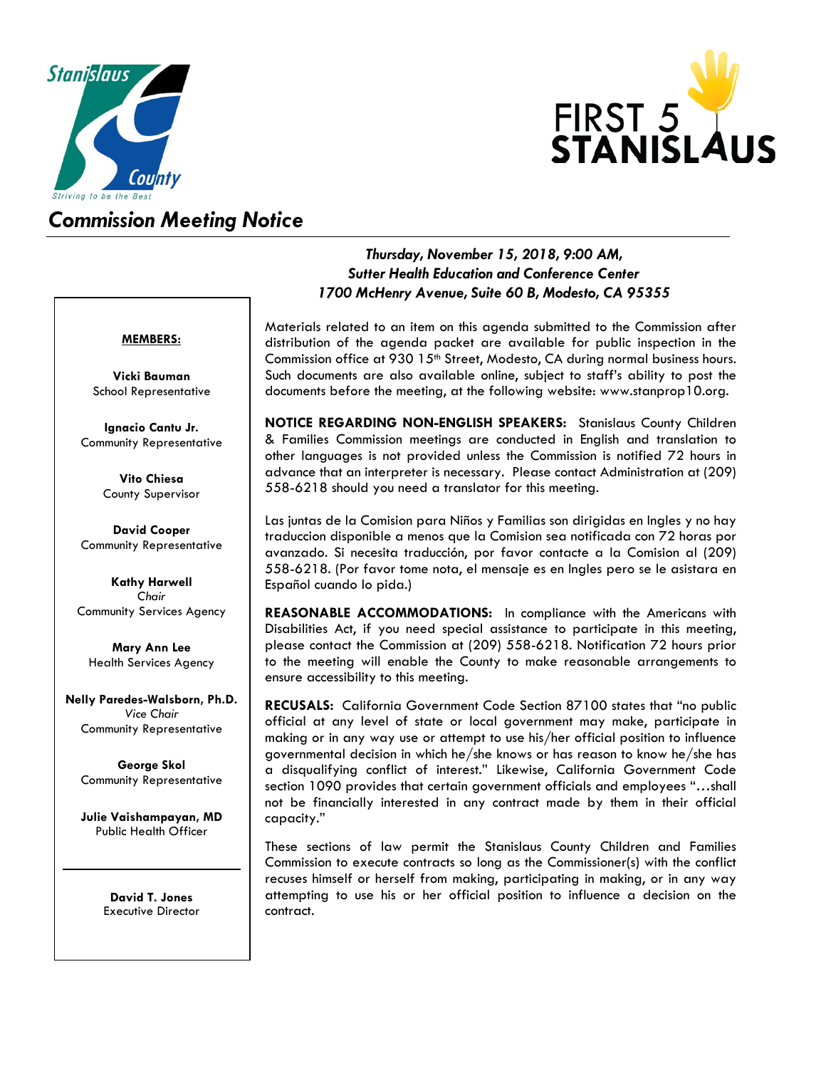*Commission Meeting Notice*

***Thursday, November 15, 2018, 9:00 AM,***
***Sutter Health Education and Conference Center***
***1700 McHenry Avenue, Suite 60 B, Modesto, CA 95355***

**MEMBERS:**

**Vicki Bauman**
School Representative

**Ignacio Cantu Jr.**
Community Representative

**Vito Chiesa**
County Supervisor

**David Cooper**
Community Representative

**Kathy Harwell**
*Chair*
Community Services Agency

**Mary Ann Lee**
Health Services Agency

**Nelly Paredes-Walsborn, Ph.D.**
*Vice Chair*
Community Representative

**George Skol**
Community Representative

**Julie Vaishampayan, MD**
Public Health Officer

**David T. Jones**
Executive Director

Materials related to an item on this agenda submitted to the Commission after distribution of the agenda packet are available for public inspection in the Commission office at 930 15th Street, Modesto, CA during normal business hours. Such documents are also available online, subject to staff's ability to post the documents before the meeting, at the following website: www.stanprop10.org.

**NOTICE REGARDING NON-ENGLISH SPEAKERS:** Stanislaus County Children & Families Commission meetings are conducted in English and translation to other languages is not provided unless the Commission is notified 72 hours in advance that an interpreter is necessary. Please contact Administration at (209) 558-6218 should you need a translator for this meeting.

Las juntas de la Comision para Niños y Familias son dirigidas en Ingles y no hay traduccion disponible a menos que la Comision sea notificada con 72 horas por avanzado. Si necesita traducción, por favor contacte a la Comision al (209) 558-6218. (Por favor tome nota, el mensaje es en Ingles pero se le asistara en Español cuando lo pida.)

**REASONABLE ACCOMMODATIONS:** In compliance with the Americans with Disabilities Act, if you need special assistance to participate in this meeting, please contact the Commission at (209) 558-6218. Notification 72 hours prior to the meeting will enable the County to make reasonable arrangements to ensure accessibility to this meeting.

**RECUSALS:** California Government Code Section 87100 states that "no public official at any level of state or local government may make, participate in making or in any way use or attempt to use his/her official position to influence governmental decision in which he/she knows or has reason to know he/she has a disqualifying conflict of interest." Likewise, California Government Code section 1090 provides that certain government officials and employees "…shall not be financially interested in any contract made by them in their official capacity."

These sections of law permit the Stanislaus County Children and Families Commission to execute contracts so long as the Commissioner(s) with the conflict recuses himself or herself from making, participating in making, or in any way attempting to use his or her official position to influence a decision on the contract.